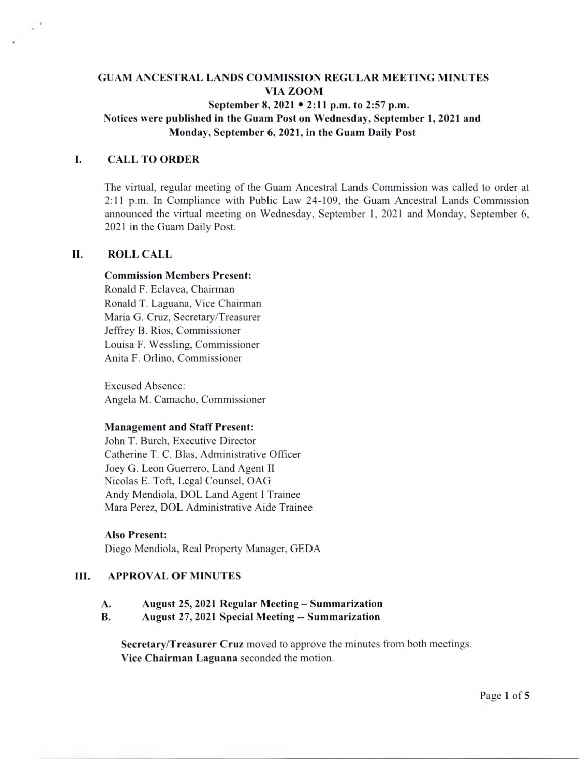# GUAM ANCESTRAL LANDS COMMISSION REGULAR MEETING MINUTES VIA ZOOM

**September 8, 2021 • 2:11 p.m. to 2:57 p.m.**

**Notices were published in the Guam Post on Wednesday, September 1, 2021 and Monday, September 6, 2021, in the Guam Daily Post**

## I. CALL TO ORDER

The virtual, regular meeting of the Guam Ancestral Lands Commission was called to order at 2:11 p.m. In Compliance with Public Law 24-109, the Guam Ancestral Lands Commission announced the virtual meeting on Wednesday, September 1, 2021 and Monday, September 6, 2021 in the Guam Daily Post.

## II. ROLL CALL

**Commission Members Present:**

Ronald F. Eclavea, Chairman
Ronald T. Laguana, Vice Chairman
Maria G. Cruz, Secretary/Treasurer
Jeffrey B. Rios, Commissioner
Louisa F. Wessling, Commissioner
Anita F. Orlino, Commissioner

Excused Absence:
Angela M. Camacho, Commissioner

**Management and Staff Present:**

John T. Burch, Executive Director
Catherine T. C. Blas, Administrative Officer
Joey G. Leon Guerrero, Land Agent II
Nicolas E. Toft, Legal Counsel, OAG
Andy Mendiola, DOL Land Agent I Trainee
Mara Perez, DOL Administrative Aide Trainee

**Also Present:**

Diego Mendiola, Real Property Manager, GEDA

## III. APPROVAL OF MINUTES

**A. August 25, 2021 Regular Meeting – Summarization**

**B. August 27, 2021 Special Meeting -- Summarization**

**Secretary/Treasurer Cruz** moved to approve the minutes from both meetings.
**Vice Chairman Laguana** seconded the motion.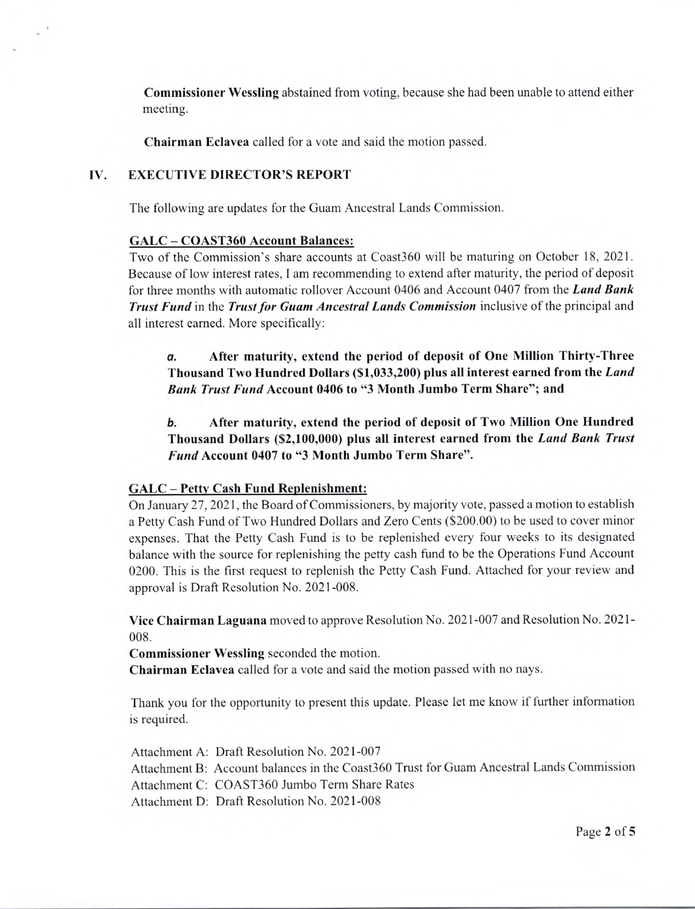**Commissioner Wessling** abstained from voting, because she had been unable to attend either meeting.

**Chairman Eclavea** called for a vote and said the motion passed.

## IV. EXECUTIVE DIRECTOR'S REPORT

The following are updates for the Guam Ancestral Lands Commission.

**GALC – COAST360 Account Balances:**

Two of the Commission's share accounts at Coast360 will be maturing on October 18, 2021. Because of low interest rates, I am recommending to extend after maturity, the period of deposit for three months with automatic rollover Account 0406 and Account 0407 from the ***Land Bank Trust Fund*** in the ***Trust for Guam Ancestral Lands Commission*** inclusive of the principal and all interest earned. More specifically:

***a.*** **After maturity, extend the period of deposit of One Million Thirty-Three Thousand Two Hundred Dollars ($1,033,200) plus all interest earned from the *Land Bank Trust Fund* Account 0406 to "3 Month Jumbo Term Share"; and**

***b.*** **After maturity, extend the period of deposit of Two Million One Hundred Thousand Dollars ($2,100,000) plus all interest earned from the *Land Bank Trust Fund* Account 0407 to "3 Month Jumbo Term Share".**

**GALC – Petty Cash Fund Replenishment:**

On January 27, 2021, the Board of Commissioners, by majority vote, passed a motion to establish a Petty Cash Fund of Two Hundred Dollars and Zero Cents ($200.00) to be used to cover minor expenses. That the Petty Cash Fund is to be replenished every four weeks to its designated balance with the source for replenishing the petty cash fund to be the Operations Fund Account 0200. This is the first request to replenish the Petty Cash Fund. Attached for your review and approval is Draft Resolution No. 2021-008.

**Vice Chairman Laguana** moved to approve Resolution No. 2021-007 and Resolution No. 2021-008.
**Commissioner Wessling** seconded the motion.
**Chairman Eclavea** called for a vote and said the motion passed with no nays.

Thank you for the opportunity to present this update. Please let me know if further information is required.

Attachment A: Draft Resolution No. 2021-007
Attachment B: Account balances in the Coast360 Trust for Guam Ancestral Lands Commission
Attachment C: COAST360 Jumbo Term Share Rates
Attachment D: Draft Resolution No. 2021-008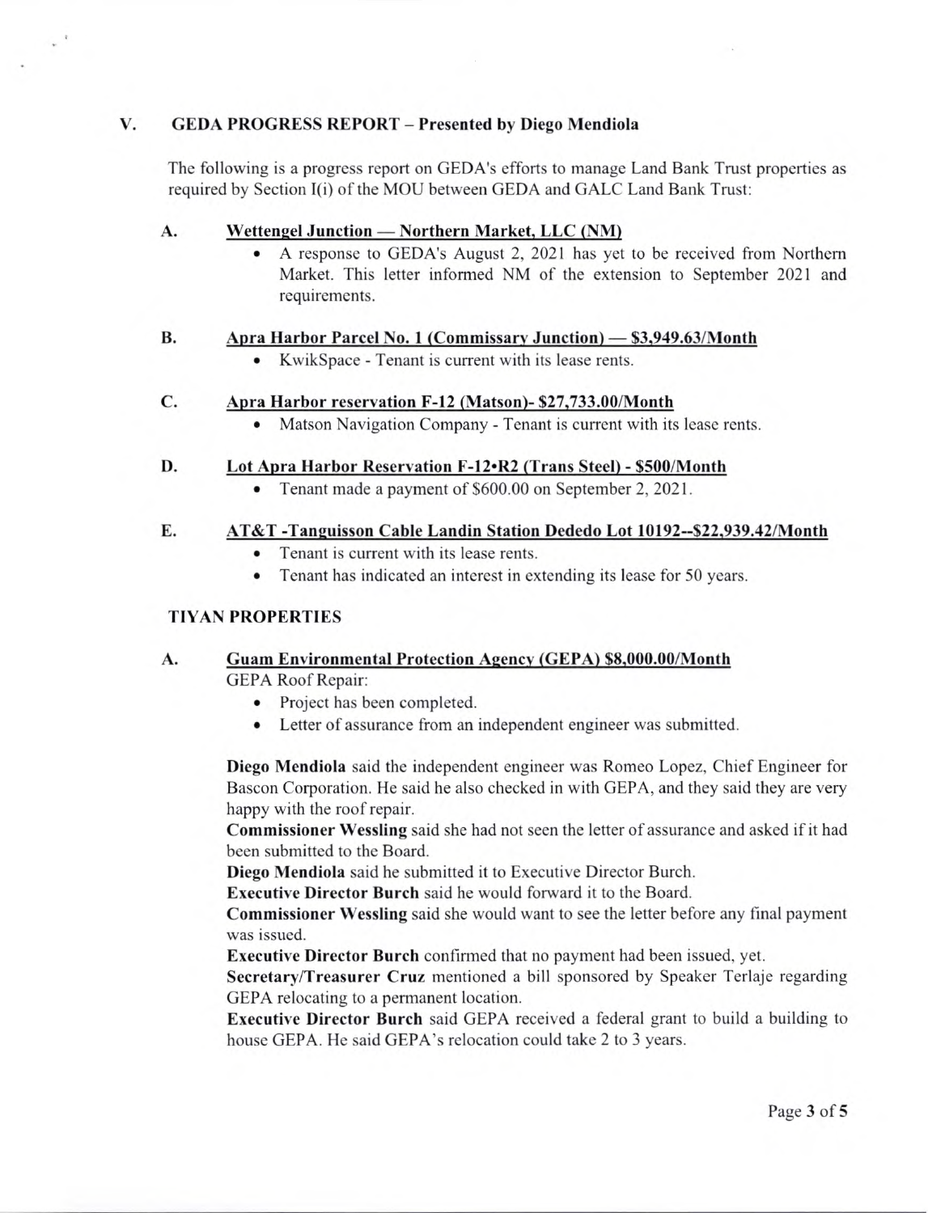## V. GEDA PROGRESS REPORT – Presented by Diego Mendiola

The following is a progress report on GEDA's efforts to manage Land Bank Trust properties as required by Section I(i) of the MOU between GEDA and GALC Land Bank Trust:

### A. Wettengel Junction — Northern Market, LLC (NM)

- A response to GEDA's August 2, 2021 has yet to be received from Northern Market. This letter informed NM of the extension to September 2021 and requirements.

### B. Apra Harbor Parcel No. 1 (Commissary Junction) — $3,949.63/Month

- KwikSpace - Tenant is current with its lease rents.

### C. Apra Harbor reservation F-12 (Matson)- $27,733.00/Month

- Matson Navigation Company - Tenant is current with its lease rents.

### D. Lot Apra Harbor Reservation F-12•R2 (Trans Steel) - $500/Month

- Tenant made a payment of $600.00 on September 2, 2021.

### E. AT&T -Tanguisson Cable Landin Station Dededo Lot 10192--$22,939.42/Month

- Tenant is current with its lease rents.
- Tenant has indicated an interest in extending its lease for 50 years.

### TIYAN PROPERTIES

### A. Guam Environmental Protection Agency (GEPA) $8,000.00/Month

GEPA Roof Repair:

- Project has been completed.
- Letter of assurance from an independent engineer was submitted.

**Diego Mendiola** said the independent engineer was Romeo Lopez, Chief Engineer for Bascon Corporation. He said he also checked in with GEPA, and they said they are very happy with the roof repair.

**Commissioner Wessling** said she had not seen the letter of assurance and asked if it had been submitted to the Board.

**Diego Mendiola** said he submitted it to Executive Director Burch.

**Executive Director Burch** said he would forward it to the Board.

**Commissioner Wessling** said she would want to see the letter before any final payment was issued.

**Executive Director Burch** confirmed that no payment had been issued, yet.

**Secretary/Treasurer Cruz** mentioned a bill sponsored by Speaker Terlaje regarding GEPA relocating to a permanent location.

**Executive Director Burch** said GEPA received a federal grant to build a building to house GEPA. He said GEPA's relocation could take 2 to 3 years.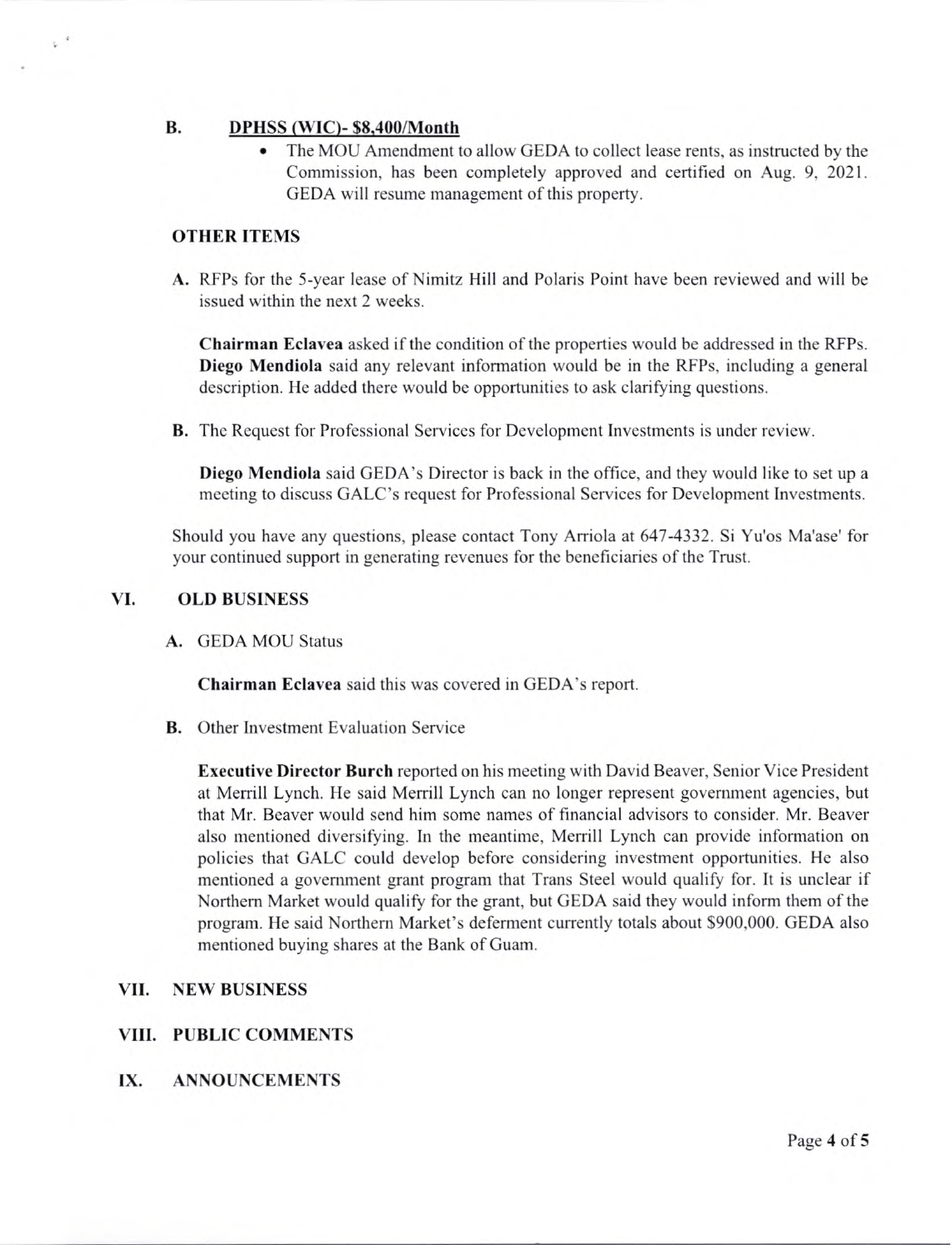**B. DPHSS (WIC)- $8,400/Month**

- The MOU Amendment to allow GEDA to collect lease rents, as instructed by the Commission, has been completely approved and certified on Aug. 9, 2021. GEDA will resume management of this property.

**OTHER ITEMS**

**A.** RFPs for the 5-year lease of Nimitz Hill and Polaris Point have been reviewed and will be issued within the next 2 weeks.

**Chairman Eclavea** asked if the condition of the properties would be addressed in the RFPs. **Diego Mendiola** said any relevant information would be in the RFPs, including a general description. He added there would be opportunities to ask clarifying questions.

**B.** The Request for Professional Services for Development Investments is under review.

**Diego Mendiola** said GEDA's Director is back in the office, and they would like to set up a meeting to discuss GALC's request for Professional Services for Development Investments.

Should you have any questions, please contact Tony Arriola at 647-4332. Si Yu'os Ma'ase' for your continued support in generating revenues for the beneficiaries of the Trust.

## VI. OLD BUSINESS

**A.** GEDA MOU Status

**Chairman Eclavea** said this was covered in GEDA's report.

**B.** Other Investment Evaluation Service

**Executive Director Burch** reported on his meeting with David Beaver, Senior Vice President at Merrill Lynch. He said Merrill Lynch can no longer represent government agencies, but that Mr. Beaver would send him some names of financial advisors to consider. Mr. Beaver also mentioned diversifying. In the meantime, Merrill Lynch can provide information on policies that GALC could develop before considering investment opportunities. He also mentioned a government grant program that Trans Steel would qualify for. It is unclear if Northern Market would qualify for the grant, but GEDA said they would inform them of the program. He said Northern Market's deferment currently totals about $900,000. GEDA also mentioned buying shares at the Bank of Guam.

## VII. NEW BUSINESS

## VIII. PUBLIC COMMENTS

## IX. ANNOUNCEMENTS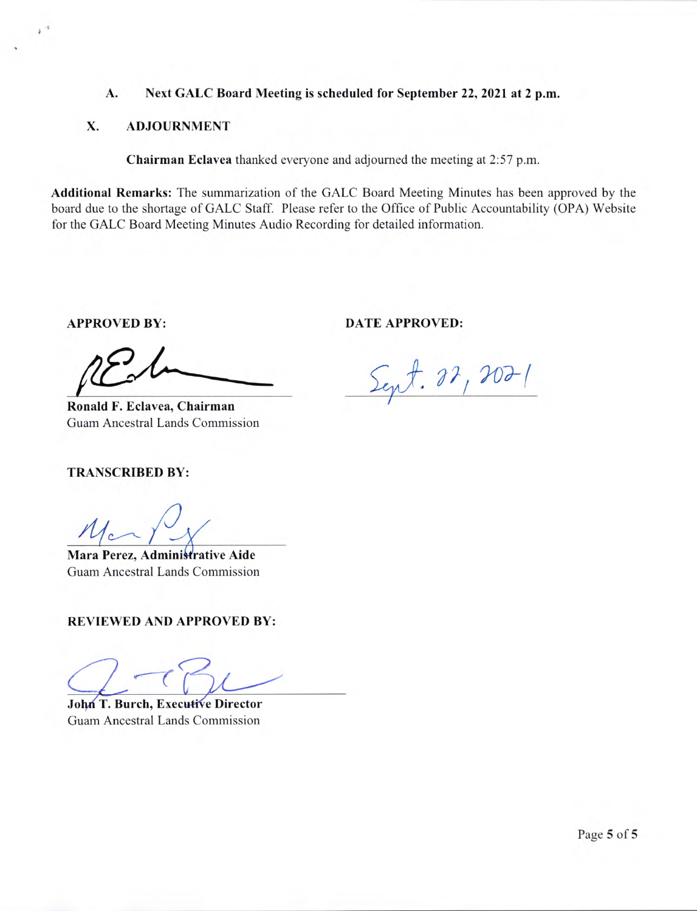**A. Next GALC Board Meeting is scheduled for September 22, 2021 at 2 p.m.**

## X. ADJOURNMENT

**Chairman Eclavea** thanked everyone and adjourned the meeting at 2:57 p.m.

**Additional Remarks:** The summarization of the GALC Board Meeting Minutes has been approved by the board due to the shortage of GALC Staff. Please refer to the Office of Public Accountability (OPA) Website for the GALC Board Meeting Minutes Audio Recording for detailed information.

**APPROVED BY:**

**Ronald F. Eclavea, Chairman**
Guam Ancestral Lands Commission

**DATE APPROVED:**

Sept. 22, 2021

**TRANSCRIBED BY:**

**Mara Perez, Administrative Aide**
Guam Ancestral Lands Commission

**REVIEWED AND APPROVED BY:**

**John T. Burch, Executive Director**
Guam Ancestral Lands Commission